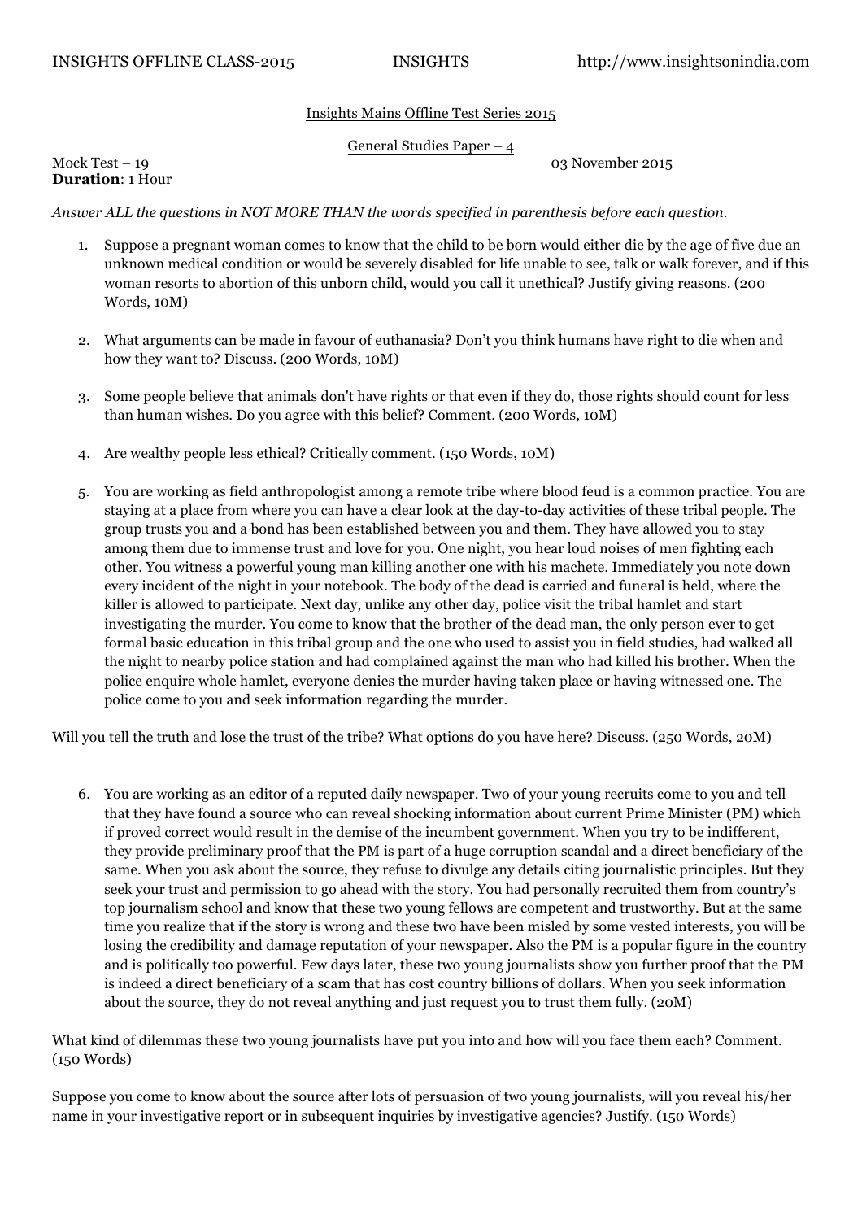Insights Mains Offline Test Series 2015

General Studies Paper – 4

Mock Test – 19 03 November 2015

**Duration**: 1 Hour

*Answer ALL the questions in NOT MORE THAN the words specified in parenthesis before each question.*

1. Suppose a pregnant woman comes to know that the child to be born would either die by the age of five due an unknown medical condition or would be severely disabled for life unable to see, talk or walk forever, and if this woman resorts to abortion of this unborn child, would you call it unethical? Justify giving reasons. (200 Words, 10M)

2. What arguments can be made in favour of euthanasia? Don't you think humans have right to die when and how they want to? Discuss. (200 Words, 10M)

3. Some people believe that animals don't have rights or that even if they do, those rights should count for less than human wishes. Do you agree with this belief? Comment. (200 Words, 10M)

4. Are wealthy people less ethical? Critically comment. (150 Words, 10M)

5. You are working as field anthropologist among a remote tribe where blood feud is a common practice. You are staying at a place from where you can have a clear look at the day-to-day activities of these tribal people. The group trusts you and a bond has been established between you and them. They have allowed you to stay among them due to immense trust and love for you. One night, you hear loud noises of men fighting each other. You witness a powerful young man killing another one with his machete. Immediately you note down every incident of the night in your notebook. The body of the dead is carried and funeral is held, where the killer is allowed to participate. Next day, unlike any other day, police visit the tribal hamlet and start investigating the murder. You come to know that the brother of the dead man, the only person ever to get formal basic education in this tribal group and the one who used to assist you in field studies, had walked all the night to nearby police station and had complained against the man who had killed his brother. When the police enquire whole hamlet, everyone denies the murder having taken place or having witnessed one. The police come to you and seek information regarding the murder.

Will you tell the truth and lose the trust of the tribe? What options do you have here? Discuss. (250 Words, 20M)

6. You are working as an editor of a reputed daily newspaper. Two of your young recruits come to you and tell that they have found a source who can reveal shocking information about current Prime Minister (PM) which if proved correct would result in the demise of the incumbent government. When you try to be indifferent, they provide preliminary proof that the PM is part of a huge corruption scandal and a direct beneficiary of the same. When you ask about the source, they refuse to divulge any details citing journalistic principles. But they seek your trust and permission to go ahead with the story. You had personally recruited them from country's top journalism school and know that these two young fellows are competent and trustworthy. But at the same time you realize that if the story is wrong and these two have been misled by some vested interests, you will be losing the credibility and damage reputation of your newspaper. Also the PM is a popular figure in the country and is politically too powerful. Few days later, these two young journalists show you further proof that the PM is indeed a direct beneficiary of a scam that has cost country billions of dollars. When you seek information about the source, they do not reveal anything and just request you to trust them fully. (20M)

What kind of dilemmas these two young journalists have put you into and how will you face them each? Comment. (150 Words)

Suppose you come to know about the source after lots of persuasion of two young journalists, will you reveal his/her name in your investigative report or in subsequent inquiries by investigative agencies? Justify. (150 Words)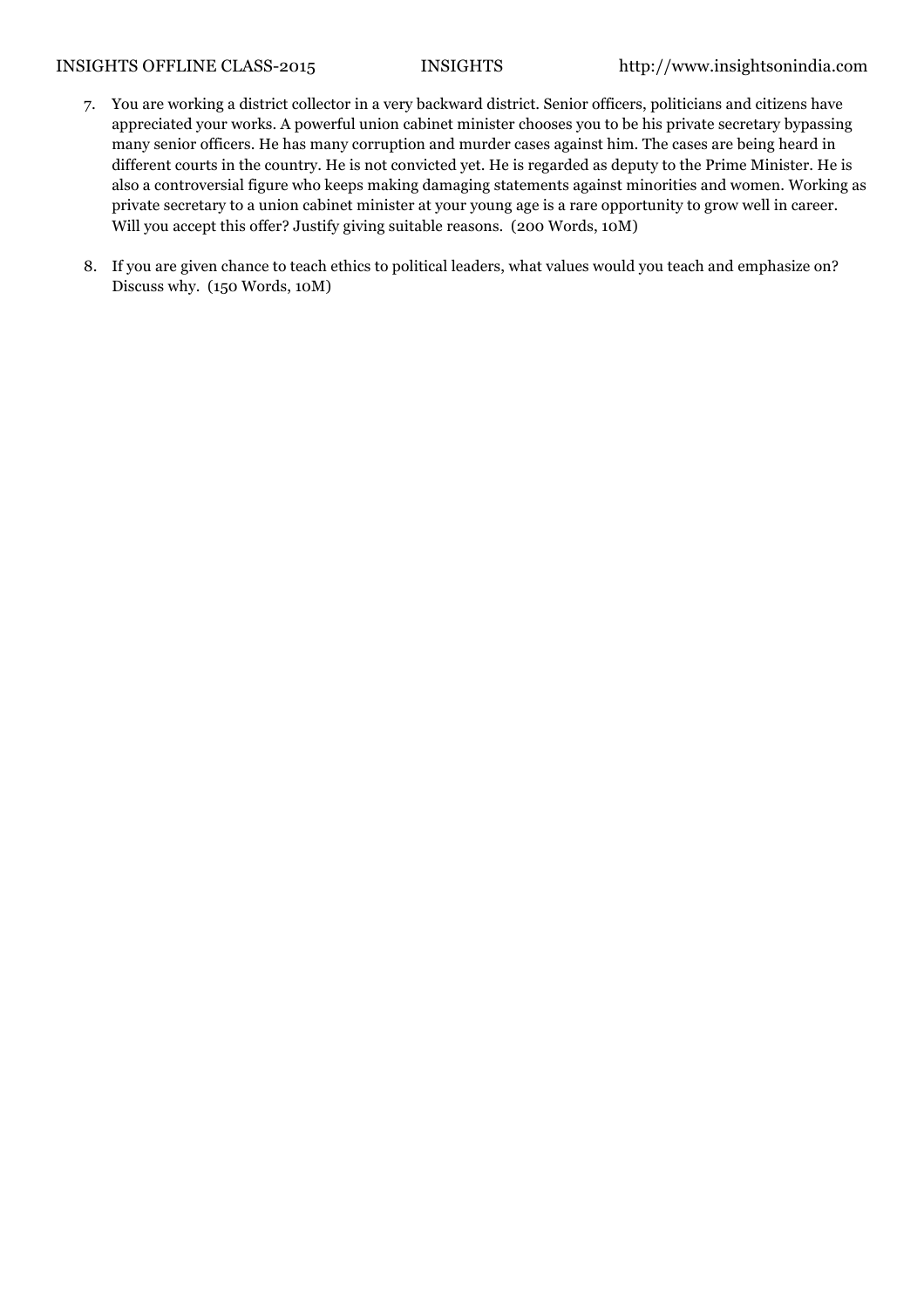7. You are working a district collector in a very backward district. Senior officers, politicians and citizens have appreciated your works. A powerful union cabinet minister chooses you to be his private secretary bypassing many senior officers. He has many corruption and murder cases against him. The cases are being heard in different courts in the country. He is not convicted yet. He is regarded as deputy to the Prime Minister. He is also a controversial figure who keeps making damaging statements against minorities and women. Working as private secretary to a union cabinet minister at your young age is a rare opportunity to grow well in career. Will you accept this offer? Justify giving suitable reasons. (200 Words, 10M)

8. If you are given chance to teach ethics to political leaders, what values would you teach and emphasize on? Discuss why. (150 Words, 10M)